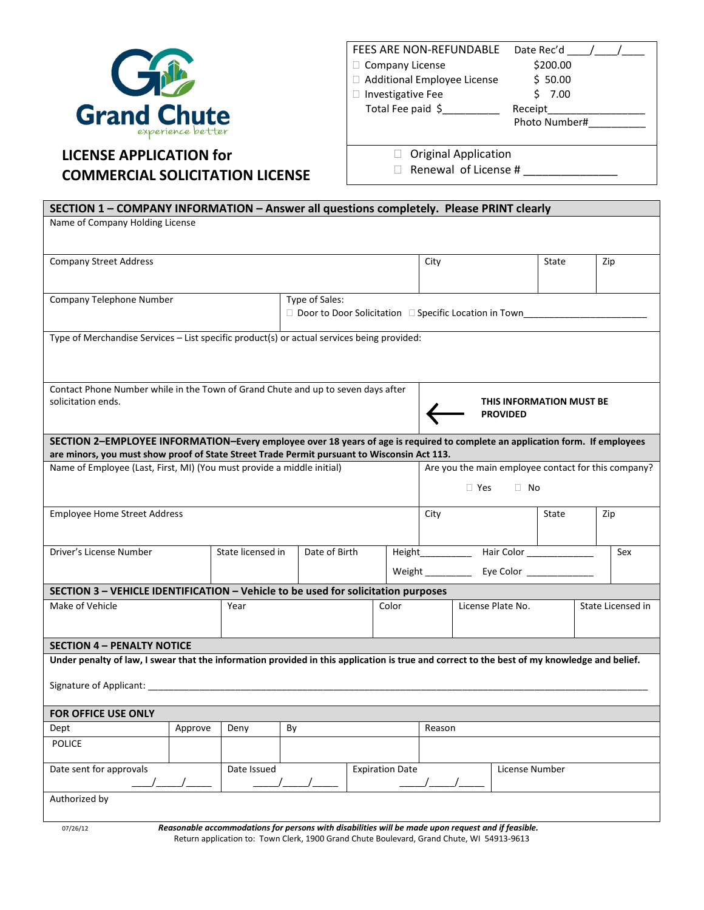Grand Chute
*experience better*

# LICENSE APPLICATION for COMMERCIAL SOLICITATION LICENSE

| FEES ARE NON-REFUNDABLE | Date Rec'd \_\_\_\_/\_\_\_\_/\_\_\_\_ |
|---|---|
| ☐ Company License | $200.00 |
| ☐ Additional Employee License | $ 50.00 |
| ☐ Investigative Fee | $ 7.00 |
| Total Fee paid $\_\_\_\_\_\_\_\_\_ | Receipt\_\_\_\_\_\_\_\_\_\_\_\_\_\_\_\_\_ |
| | Photo Number#\_\_\_\_\_\_\_\_\_\_ |

☐ Original Application
☐ Renewal of License # \_\_\_\_\_\_\_\_\_\_\_\_\_\_\_

## SECTION 1 – COMPANY INFORMATION – Answer all questions completely. Please PRINT clearly

| Name of Company Holding License | | | |
|---|---|---|---|
| **Company Street Address** | **City** | **State** | **Zip** |
| | | | |

| Company Telephone Number | Type of Sales: ☐ Door to Door Solicitation ☐ Specific Location in Town\_\_\_\_\_\_\_\_\_\_\_\_\_\_\_\_\_\_\_\_\_\_\_ |
|---|---|

Type of Merchandise Services – List specific product(s) or actual services being provided:

| Contact Phone Number while in the Town of Grand Chute and up to seven days after solicitation ends. | ← **THIS INFORMATION MUST BE PROVIDED** |
|---|---|

## SECTION 2–EMPLOYEE INFORMATION–Every employee over 18 years of age is required to complete an application form. If employees are minors, you must show proof of State Street Trade Permit pursuant to Wisconsin Act 113.

| Name of Employee (Last, First, MI) (You must provide a middle initial) | Are you the main employee contact for this company? ☐ Yes ☐ No |
|---|---|

| Employee Home Street Address | City | State | Zip |
|---|---|---|---|
| | | | |

| Driver's License Number | State licensed in | Date of Birth | Height\_\_\_\_\_\_\_\_\_ Weight \_\_\_\_\_\_\_\_ | Hair Color \_\_\_\_\_\_\_\_\_\_\_\_\_ Eye Color \_\_\_\_\_\_\_\_\_\_\_\_\_ | Sex |
|---|---|---|---|---|---|
| | | | | | |

## SECTION 3 – VEHICLE IDENTIFICATION – Vehicle to be used for solicitation purposes

| Make of Vehicle | Year | Color | License Plate No. | State Licensed in |
|---|---|---|---|---|
| | | | | |

## SECTION 4 – PENALTY NOTICE

**Under penalty of law, I swear that the information provided in this application is true and correct to the best of my knowledge and belief.**

Signature of Applicant: \_\_\_\_\_\_\_\_\_\_\_\_\_\_\_\_\_\_\_\_\_\_\_\_\_\_\_\_\_\_\_\_\_\_\_\_\_\_\_\_\_\_\_\_\_\_\_\_\_\_\_\_\_\_\_\_\_\_\_\_

## FOR OFFICE USE ONLY

| Dept | Approve | Deny | By | Reason |
|---|---|---|---|---|
| POLICE | | | | |

| Date sent for approvals | Date Issued | Expiration Date | License Number |
|---|---|---|---|
| \_\_\_\_/\_\_\_\_/\_\_\_\_\_ | \_\_\_\_\_/\_\_\_\_\_/\_\_\_\_\_ | \_\_\_\_\_/\_\_\_\_\_/\_\_\_\_\_ | |

Authorized by

07/26/12

***Reasonable accommodations for persons with disabilities will be made upon request and if feasible.***

Return application to: Town Clerk, 1900 Grand Chute Boulevard, Grand Chute, WI 54913-9613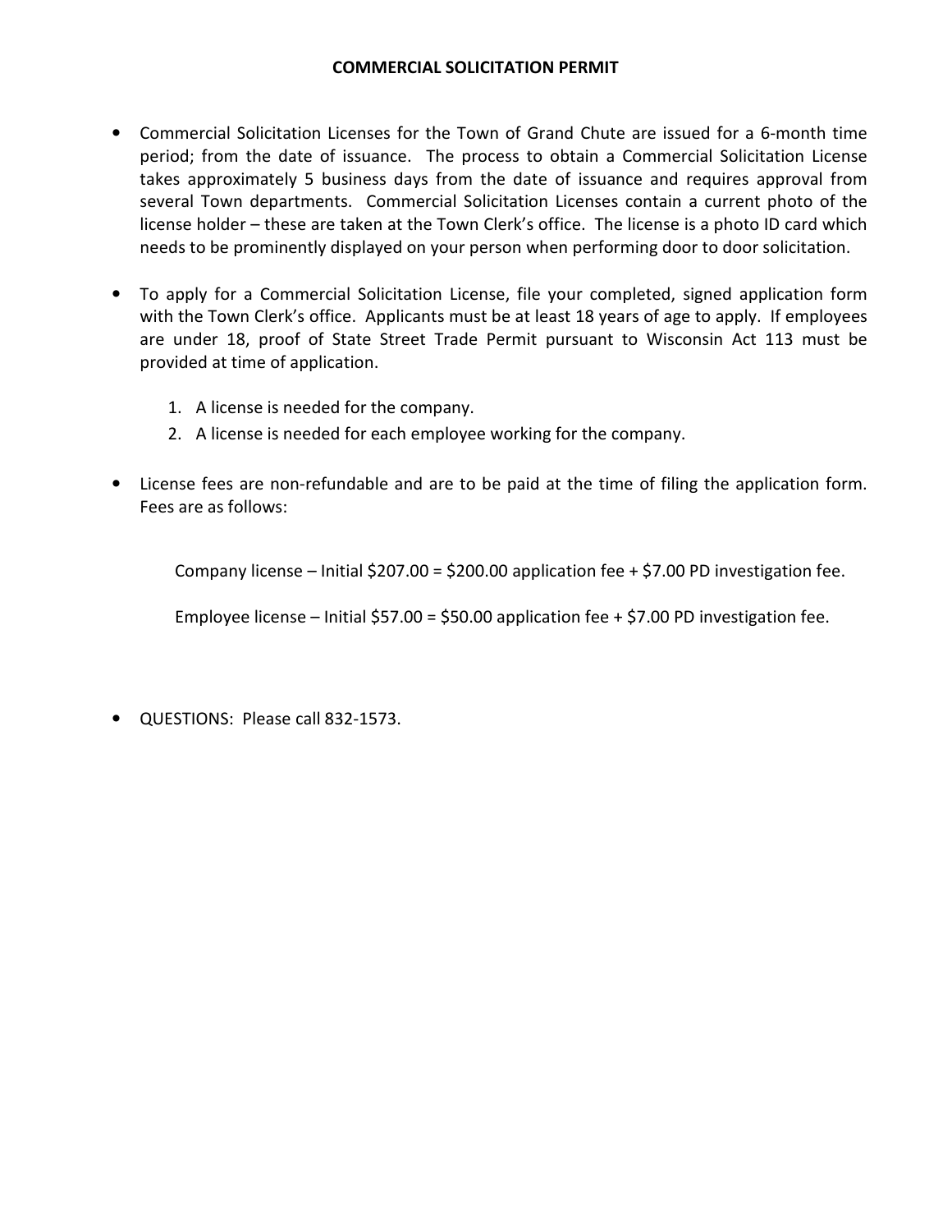# COMMERCIAL SOLICITATION PERMIT

- Commercial Solicitation Licenses for the Town of Grand Chute are issued for a 6-month time period; from the date of issuance. The process to obtain a Commercial Solicitation License takes approximately 5 business days from the date of issuance and requires approval from several Town departments. Commercial Solicitation Licenses contain a current photo of the license holder – these are taken at the Town Clerk's office. The license is a photo ID card which needs to be prominently displayed on your person when performing door to door solicitation.

- To apply for a Commercial Solicitation License, file your completed, signed application form with the Town Clerk's office. Applicants must be at least 18 years of age to apply. If employees are under 18, proof of State Street Trade Permit pursuant to Wisconsin Act 113 must be provided at time of application.

  1. A license is needed for the company.
  2. A license is needed for each employee working for the company.

- License fees are non-refundable and are to be paid at the time of filing the application form. Fees are as follows:

  Company license – Initial $207.00 = $200.00 application fee + $7.00 PD investigation fee.

  Employee license – Initial $57.00 = $50.00 application fee + $7.00 PD investigation fee.

- QUESTIONS: Please call 832-1573.